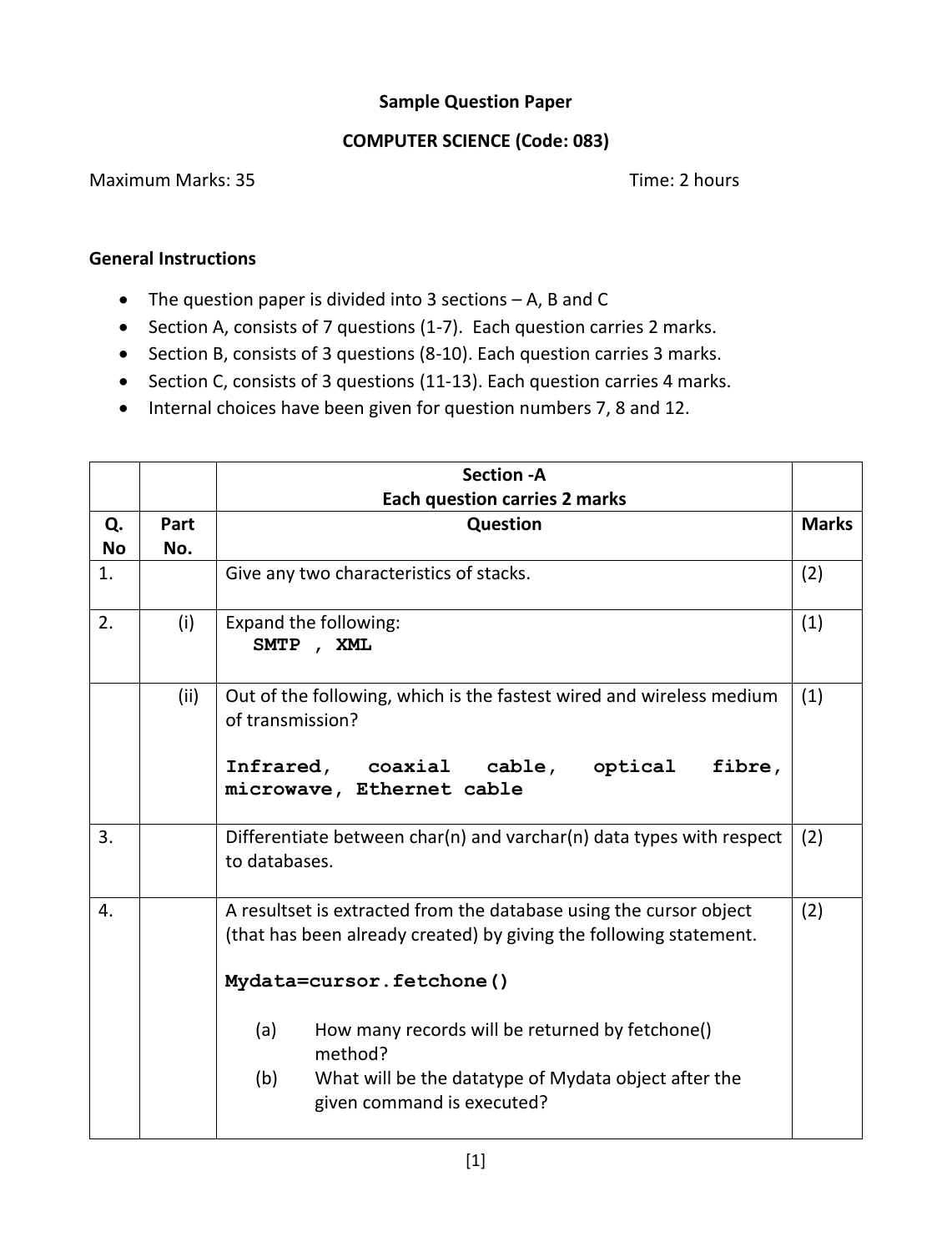**Sample Question Paper**

**COMPUTER SCIENCE (Code: 083)**

Maximum Marks: 35 Time: 2 hours

**General Instructions**

- The question paper is divided into 3 sections – A, B and C
- Section A, consists of 7 questions (1-7). Each question carries 2 marks.
- Section B, consists of 3 questions (8-10). Each question carries 3 marks.
- Section C, consists of 3 questions (11-13). Each question carries 4 marks.
- Internal choices have been given for question numbers 7, 8 and 12.

| | | **Section -A**<br>**Each question carries 2 marks** | |
|---|---|---|---|
| **Q. No** | **Part No.** | **Question** | **Marks** |
| 1. | | Give any two characteristics of stacks. | (2) |
| 2. | (i) | Expand the following:<br>`SMTP , XML` | (1) |
| | (ii) | Out of the following, which is the fastest wired and wireless medium of transmission?<br>`Infrared, coaxial cable, optical fibre, microwave, Ethernet cable` | (1) |
| 3. | | Differentiate between char(n) and varchar(n) data types with respect to databases. | (2) |
| 4. | | A resultset is extracted from the database using the cursor object (that has been already created) by giving the following statement.<br>`Mydata=cursor.fetchone()`<br>(a) How many records will be returned by fetchone() method?<br>(b) What will be the datatype of Mydata object after the given command is executed? | (2) |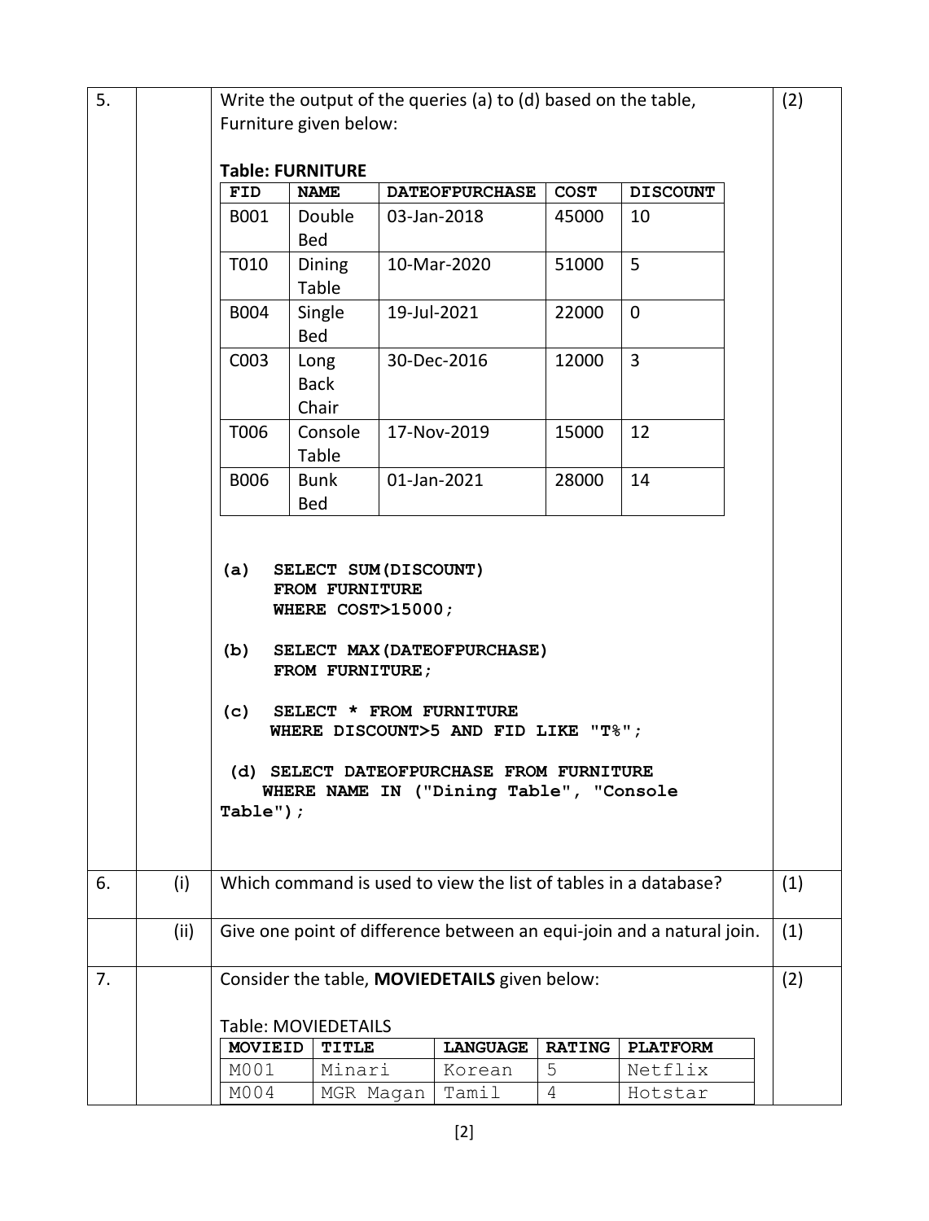**5.** Write the output of the queries (a) to (d) based on the table, Furniture given below: **(2)**

**Table: FURNITURE**

| FID | NAME | DATEOFPURCHASE | COST | DISCOUNT |
|---|---|---|---|---|
| B001 | Double Bed | 03-Jan-2018 | 45000 | 10 |
| T010 | Dining Table | 10-Mar-2020 | 51000 | 5 |
| B004 | Single Bed | 19-Jul-2021 | 22000 | 0 |
| C003 | Long Back Chair | 30-Dec-2016 | 12000 | 3 |
| T006 | Console Table | 17-Nov-2019 | 15000 | 12 |
| B006 | Bunk Bed | 01-Jan-2021 | 28000 | 14 |

```
(a)  SELECT SUM(DISCOUNT)
     FROM FURNITURE
     WHERE COST>15000;

(b)  SELECT MAX(DATEOFPURCHASE)
     FROM FURNITURE;

(c)  SELECT * FROM FURNITURE
     WHERE DISCOUNT>5 AND FID LIKE "T%";

(d) SELECT DATEOFPURCHASE FROM FURNITURE
    WHERE NAME IN ("Dining Table", "Console
Table");
```

**6.** (i) Which command is used to view the list of tables in a database? **(1)**

(ii) Give one point of difference between an equi-join and a natural join. **(1)**

**7.** Consider the table, **MOVIEDETAILS** given below: **(2)**

Table: MOVIEDETAILS

| MOVIEID | TITLE | LANGUAGE | RATING | PLATFORM |
|---|---|---|---|---|
| M001 | Minari | Korean | 5 | Netflix |
| M004 | MGR Magan | Tamil | 4 | Hotstar |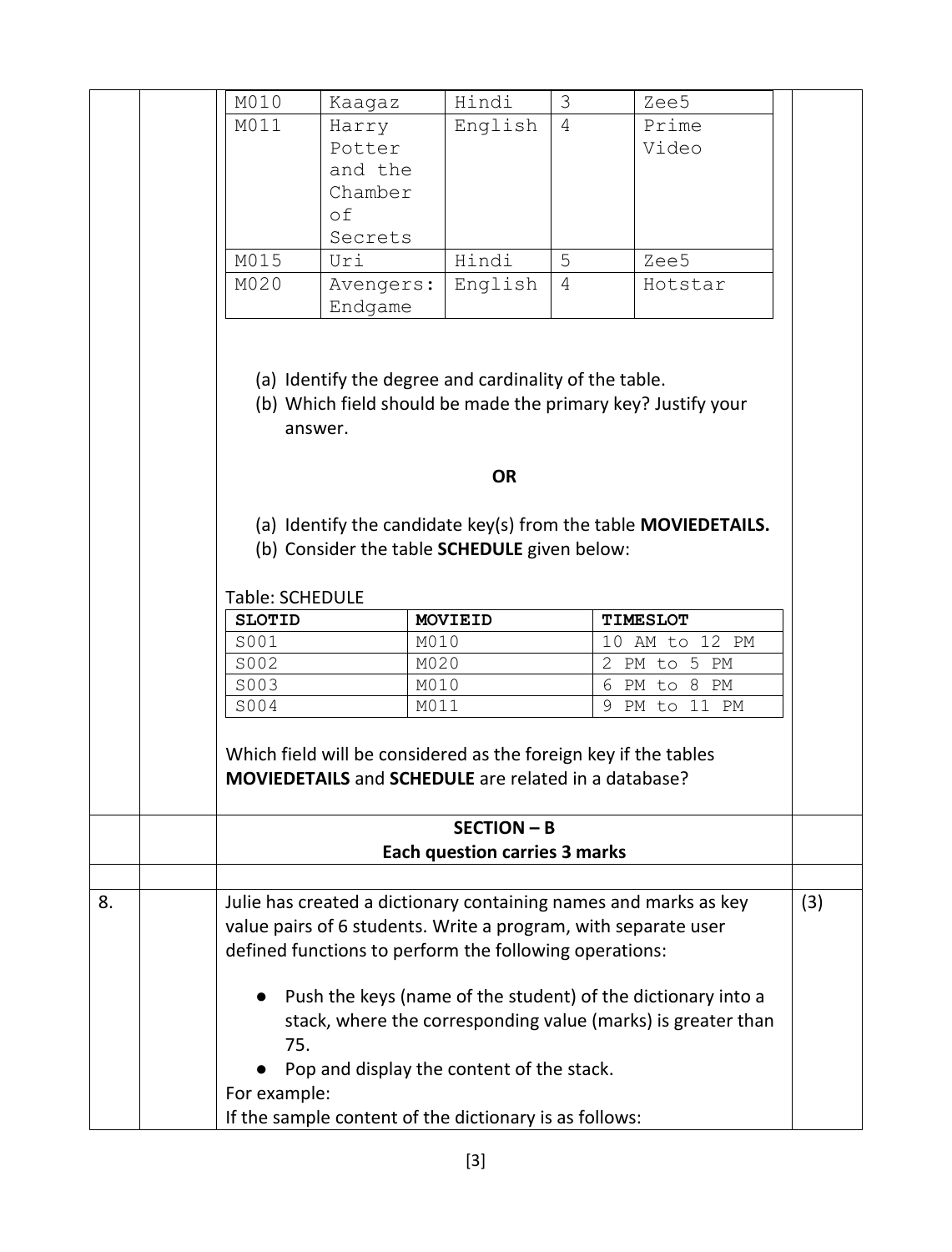| M010 | Kaagaz | Hindi | 3 | Zee5 |
|---|---|---|---|---|
| M011 | Harry Potter and the Chamber of Secrets | English | 4 | Prime Video |
| M015 | Uri | Hindi | 5 | Zee5 |
| M020 | Avengers: Endgame | English | 4 | Hotstar |

(a) Identify the degree and cardinality of the table.

(b) Which field should be made the primary key? Justify your answer.

**OR**

(a) Identify the candidate key(s) from the table **MOVIEDETAILS.**

(b) Consider the table **SCHEDULE** given below:

Table: SCHEDULE

| **SLOTID** | **MOVIEID** | **TIMESLOT** |
|---|---|---|
| S001 | M010 | 10 AM to 12 PM |
| S002 | M020 | 2 PM to 5 PM |
| S003 | M010 | 6 PM to 8 PM |
| S004 | M011 | 9 PM to 11 PM |

Which field will be considered as the foreign key if the tables **MOVIEDETAILS** and **SCHEDULE** are related in a database?

## SECTION – B

**Each question carries 3 marks**

8. Julie has created a dictionary containing names and marks as key value pairs of 6 students. Write a program, with separate user defined functions to perform the following operations: (3)

- Push the keys (name of the student) of the dictionary into a stack, where the corresponding value (marks) is greater than 75.
- Pop and display the content of the stack.

For example:

If the sample content of the dictionary is as follows: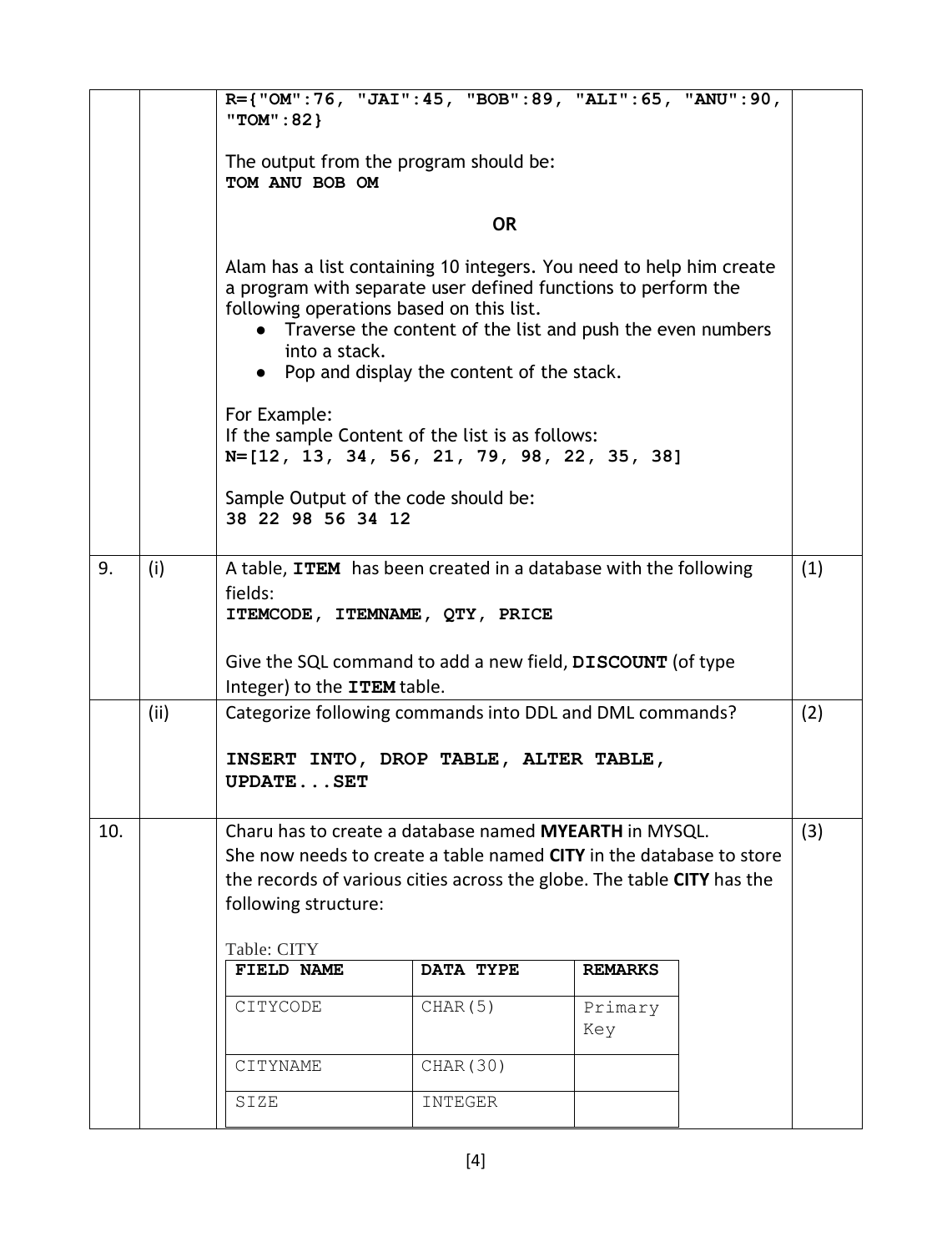```
R={"OM":76, "JAI":45, "BOB":89, "ALI":65, "ANU":90,
"TOM":82}
```

The output from the program should be:

```
TOM ANU BOB OM
```

**OR**

Alam has a list containing 10 integers. You need to help him create a program with separate user defined functions to perform the following operations based on this list.

- Traverse the content of the list and push the even numbers into a stack.
- Pop and display the content of the stack.

For Example:
If the sample Content of the list is as follows:

```
N=[12, 13, 34, 56, 21, 79, 98, 22, 35, 38]
```

Sample Output of the code should be:

```
38 22 98 56 34 12
```

---

**9. (i)** A table, **ITEM** has been created in a database with the following fields:
**ITEMCODE, ITEMNAME, QTY, PRICE**

Give the SQL command to add a new field, **DISCOUNT** (of type Integer) to the **ITEM** table. **(1)**

**(ii)** Categorize following commands into DDL and DML commands? **(2)**

**INSERT INTO, DROP TABLE, ALTER TABLE, UPDATE...SET**

---

**10.** Charu has to create a database named **MYEARTH** in MYSQL. She now needs to create a table named **CITY** in the database to store the records of various cities across the globe. The table **CITY** has the following structure: **(3)**

Table: CITY

| FIELD NAME | DATA TYPE | REMARKS |
|---|---|---|
| CITYCODE | CHAR(5) | Primary Key |
| CITYNAME | CHAR(30) | |
| SIZE | INTEGER | |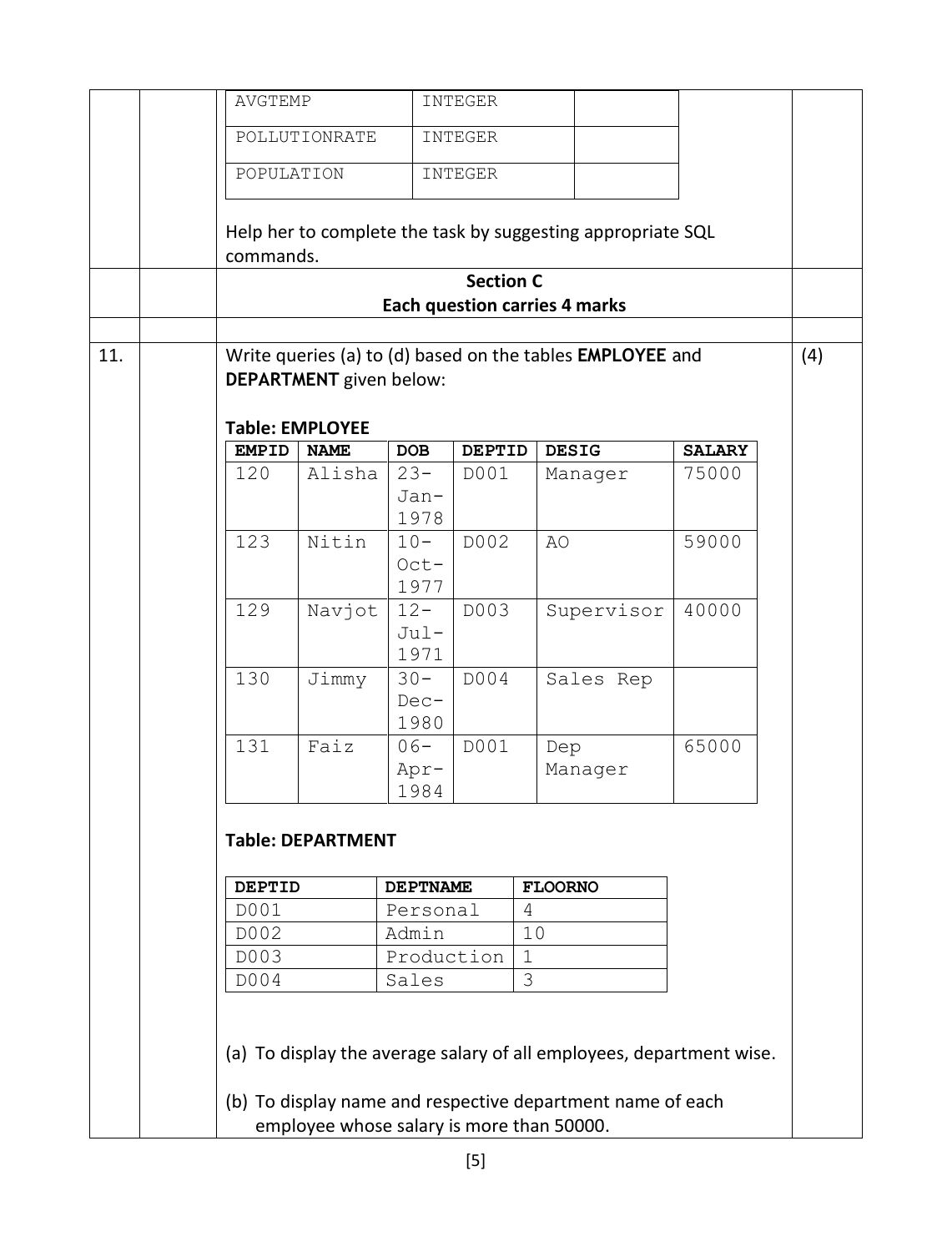| | | |
|---|---|---|
| AVGTEMP | INTEGER | |
| POLLUTIONRATE | INTEGER | |
| POPULATION | INTEGER | |

Help her to complete the task by suggesting appropriate SQL commands.

## Section C
**Each question carries 4 marks**

11. Write queries (a) to (d) based on the tables **EMPLOYEE** and **DEPARTMENT** given below: (4)

**Table: EMPLOYEE**

| EMPID | NAME | DOB | DEPTID | DESIG | SALARY |
|---|---|---|---|---|---|
| 120 | Alisha | 23-Jan-1978 | D001 | Manager | 75000 |
| 123 | Nitin | 10-Oct-1977 | D002 | AO | 59000 |
| 129 | Navjot | 12-Jul-1971 | D003 | Supervisor | 40000 |
| 130 | Jimmy | 30-Dec-1980 | D004 | Sales Rep | |
| 131 | Faiz | 06-Apr-1984 | D001 | Dep Manager | 65000 |

**Table: DEPARTMENT**

| DEPTID | DEPTNAME | FLOORNO |
|---|---|---|
| D001 | Personal | 4 |
| D002 | Admin | 10 |
| D003 | Production | 1 |
| D004 | Sales | 3 |

(a) To display the average salary of all employees, department wise.

(b) To display name and respective department name of each employee whose salary is more than 50000.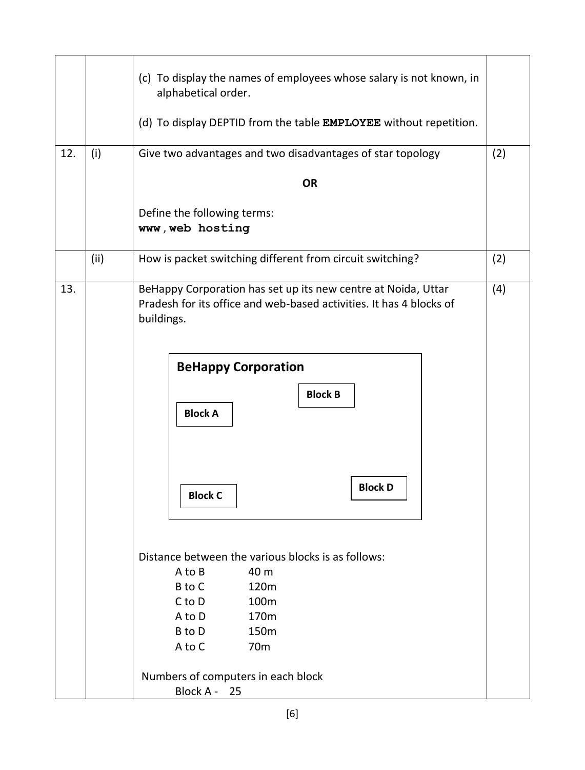| | | | |
|---|---|---|---|
| | | (c) To display the names of employees whose salary is not known, in alphabetical order.<br><br>(d) To display DEPTID from the table **EMPLOYEE** without repetition. | |
| 12. | (i) | Give two advantages and two disadvantages of star topology<br><br>**OR**<br><br>Define the following terms:<br>**www, web hosting** | (2) |
| | (ii) | How is packet switching different from circuit switching? | (2) |
| 13. | | BeHappy Corporation has set up its new centre at Noida, Uttar Pradesh for its office and web-based activities. It has 4 blocks of buildings. | (4) |

**BeHappy Corporation**

Block A, Block B, Block C, Block D

Distance between the various blocks is as follows:

| | |
|---|---|
| A to B | 40 m |
| B to C | 120m |
| C to D | 100m |
| A to D | 170m |
| B to D | 150m |
| A to C | 70m |

Numbers of computers in each block

Block A - 25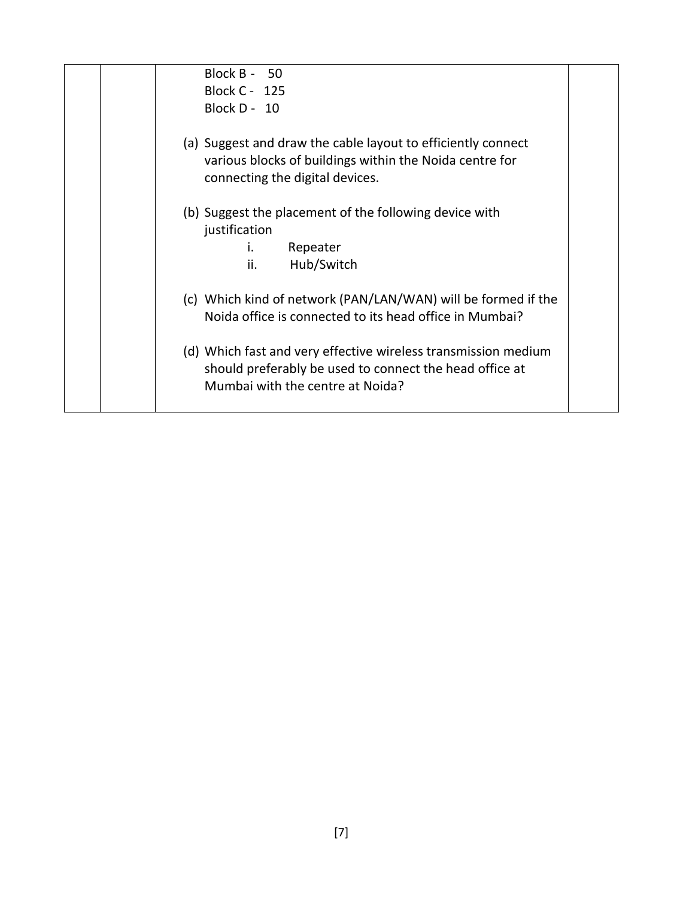Block B - 50
Block C - 125
Block D - 10

(a) Suggest and draw the cable layout to efficiently connect various blocks of buildings within the Noida centre for connecting the digital devices.

(b) Suggest the placement of the following device with justification
   i. Repeater
   ii. Hub/Switch

(c) Which kind of network (PAN/LAN/WAN) will be formed if the Noida office is connected to its head office in Mumbai?

(d) Which fast and very effective wireless transmission medium should preferably be used to connect the head office at Mumbai with the centre at Noida?